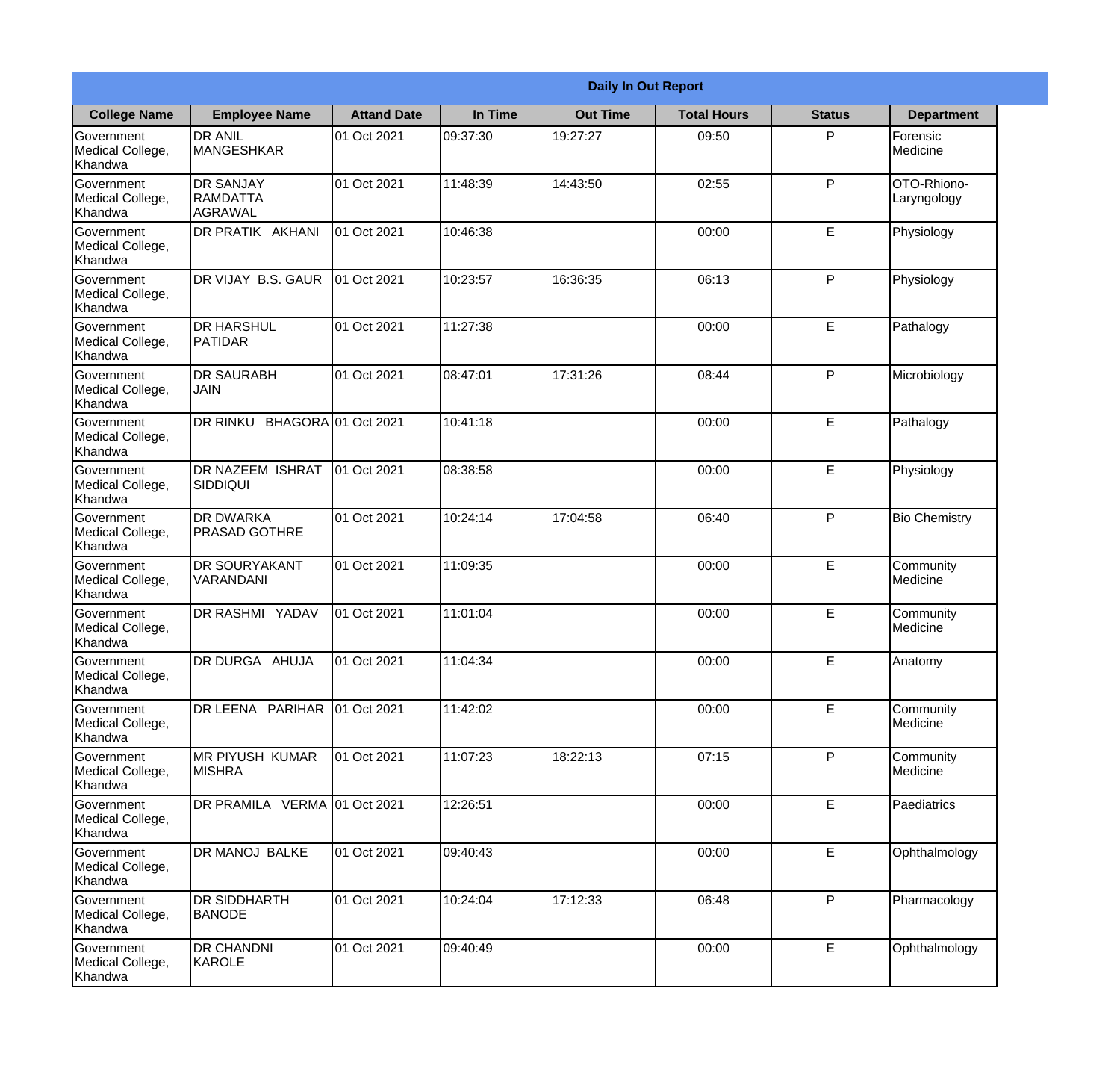| Daily In Out Report | | | | | | | |
|---|---|---|---|---|---|---|---|
| College Name | Employee Name | Attand Date | In Time | Out Time | Total Hours | Status | Department |
| Government Medical College, Khandwa | DR ANIL MANGESHKAR | 01 Oct 2021 | 09:37:30 | 19:27:27 | 09:50 | P | Forensic Medicine |
| Government Medical College, Khandwa | DR SANJAY RAMDATTA AGRAWAL | 01 Oct 2021 | 11:48:39 | 14:43:50 | 02:55 | P | OTO-Rhiono-Laryngology |
| Government Medical College, Khandwa | DR PRATIK AKHANI | 01 Oct 2021 | 10:46:38 | | 00:00 | E | Physiology |
| Government Medical College, Khandwa | DR VIJAY B.S. GAUR | 01 Oct 2021 | 10:23:57 | 16:36:35 | 06:13 | P | Physiology |
| Government Medical College, Khandwa | DR HARSHUL PATIDAR | 01 Oct 2021 | 11:27:38 | | 00:00 | E | Pathalogy |
| Government Medical College, Khandwa | DR SAURABH JAIN | 01 Oct 2021 | 08:47:01 | 17:31:26 | 08:44 | P | Microbiology |
| Government Medical College, Khandwa | DR RINKU BHAGORA | 01 Oct 2021 | 10:41:18 | | 00:00 | E | Pathalogy |
| Government Medical College, Khandwa | DR NAZEEM ISHRAT SIDDIQUI | 01 Oct 2021 | 08:38:58 | | 00:00 | E | Physiology |
| Government Medical College, Khandwa | DR DWARKA PRASAD GOTHRE | 01 Oct 2021 | 10:24:14 | 17:04:58 | 06:40 | P | Bio Chemistry |
| Government Medical College, Khandwa | DR SOURYAKANT VARANDANI | 01 Oct 2021 | 11:09:35 | | 00:00 | E | Community Medicine |
| Government Medical College, Khandwa | DR RASHMI YADAV | 01 Oct 2021 | 11:01:04 | | 00:00 | E | Community Medicine |
| Government Medical College, Khandwa | DR DURGA AHUJA | 01 Oct 2021 | 11:04:34 | | 00:00 | E | Anatomy |
| Government Medical College, Khandwa | DR LEENA PARIHAR | 01 Oct 2021 | 11:42:02 | | 00:00 | E | Community Medicine |
| Government Medical College, Khandwa | MR PIYUSH KUMAR MISHRA | 01 Oct 2021 | 11:07:23 | 18:22:13 | 07:15 | P | Community Medicine |
| Government Medical College, Khandwa | DR PRAMILA VERMA | 01 Oct 2021 | 12:26:51 | | 00:00 | E | Paediatrics |
| Government Medical College, Khandwa | DR MANOJ BALKE | 01 Oct 2021 | 09:40:43 | | 00:00 | E | Ophthalmology |
| Government Medical College, Khandwa | DR SIDDHARTH BANODE | 01 Oct 2021 | 10:24:04 | 17:12:33 | 06:48 | P | Pharmacology |
| Government Medical College, Khandwa | DR CHANDNI KAROLE | 01 Oct 2021 | 09:40:49 | | 00:00 | E | Ophthalmology |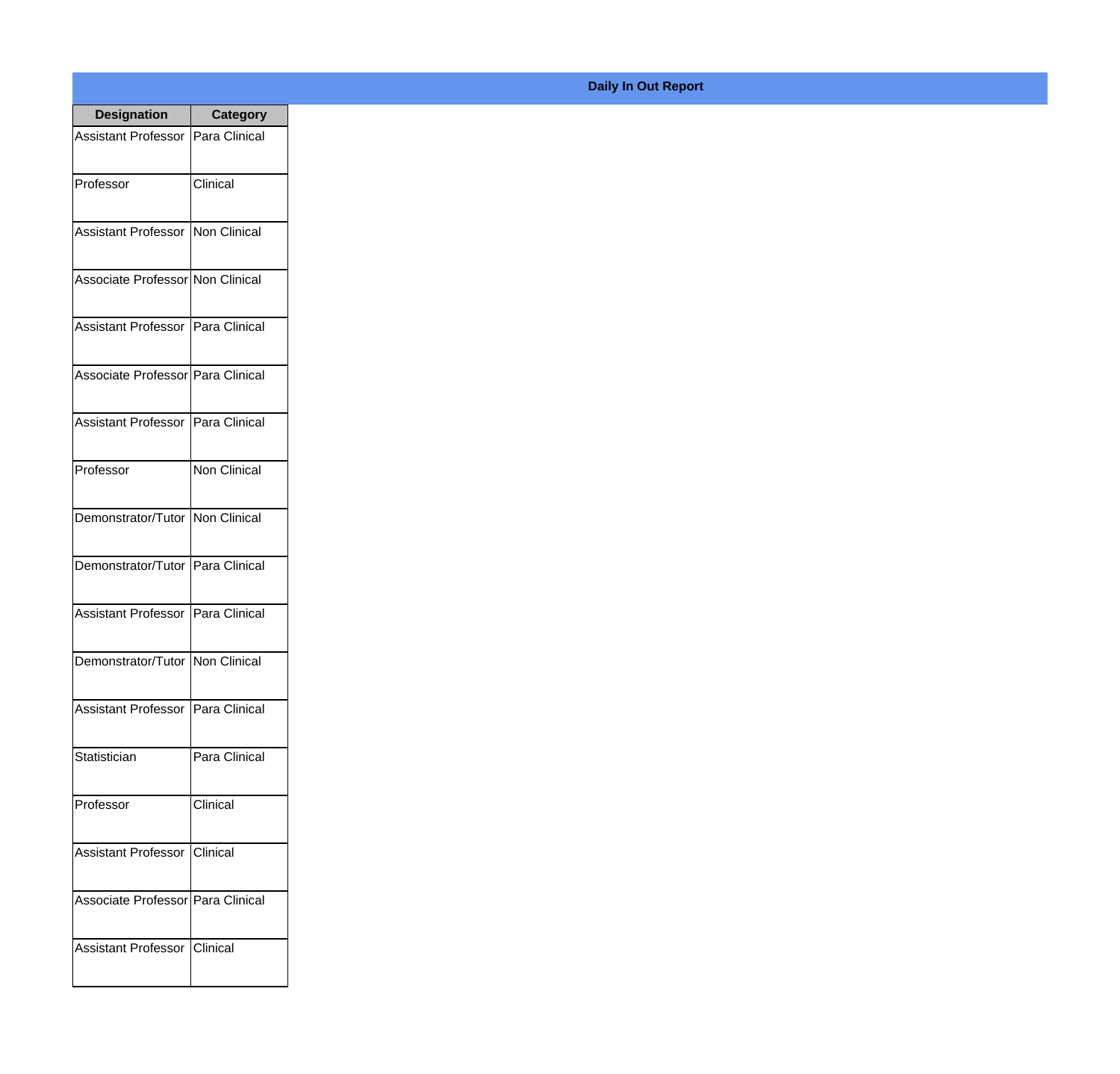**Daily In Out Report**

| Designation | Category |
|---|---|
| Assistant Professor | Para Clinical |
| Professor | Clinical |
| Assistant Professor | Non Clinical |
| Associate Professor | Non Clinical |
| Assistant Professor | Para Clinical |
| Associate Professor | Para Clinical |
| Assistant Professor | Para Clinical |
| Professor | Non Clinical |
| Demonstrator/Tutor | Non Clinical |
| Demonstrator/Tutor | Para Clinical |
| Assistant Professor | Para Clinical |
| Demonstrator/Tutor | Non Clinical |
| Assistant Professor | Para Clinical |
| Statistician | Para Clinical |
| Professor | Clinical |
| Assistant Professor | Clinical |
| Associate Professor | Para Clinical |
| Assistant Professor | Clinical |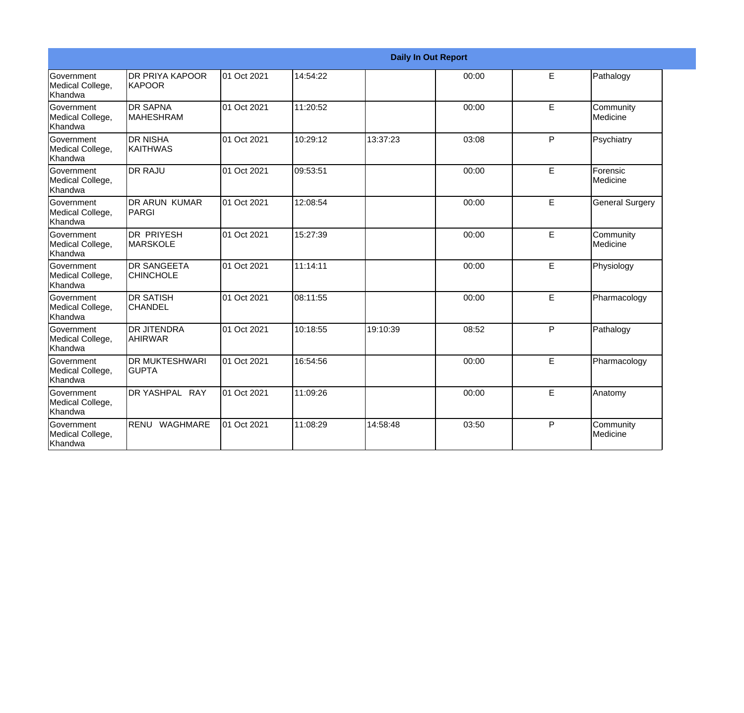| Daily In Out Report | | | | | | | |
|---|---|---|---|---|---|---|---|
| Government Medical College, Khandwa | DR PRIYA KAPOOR KAPOOR | 01 Oct 2021 | 14:54:22 | | 00:00 | E | Pathalogy |
| Government Medical College, Khandwa | DR SAPNA MAHESHRAM | 01 Oct 2021 | 11:20:52 | | 00:00 | E | Community Medicine |
| Government Medical College, Khandwa | DR NISHA KAITHWAS | 01 Oct 2021 | 10:29:12 | 13:37:23 | 03:08 | P | Psychiatry |
| Government Medical College, Khandwa | DR RAJU | 01 Oct 2021 | 09:53:51 | | 00:00 | E | Forensic Medicine |
| Government Medical College, Khandwa | DR ARUN KUMAR PARGI | 01 Oct 2021 | 12:08:54 | | 00:00 | E | General Surgery |
| Government Medical College, Khandwa | DR PRIYESH MARSKOLE | 01 Oct 2021 | 15:27:39 | | 00:00 | E | Community Medicine |
| Government Medical College, Khandwa | DR SANGEETA CHINCHOLE | 01 Oct 2021 | 11:14:11 | | 00:00 | E | Physiology |
| Government Medical College, Khandwa | DR SATISH CHANDEL | 01 Oct 2021 | 08:11:55 | | 00:00 | E | Pharmacology |
| Government Medical College, Khandwa | DR JITENDRA AHIRWAR | 01 Oct 2021 | 10:18:55 | 19:10:39 | 08:52 | P | Pathalogy |
| Government Medical College, Khandwa | DR MUKTESHWARI GUPTA | 01 Oct 2021 | 16:54:56 | | 00:00 | E | Pharmacology |
| Government Medical College, Khandwa | DR YASHPAL RAY | 01 Oct 2021 | 11:09:26 | | 00:00 | E | Anatomy |
| Government Medical College, Khandwa | RENU WAGHMARE | 01 Oct 2021 | 11:08:29 | 14:58:48 | 03:50 | P | Community Medicine |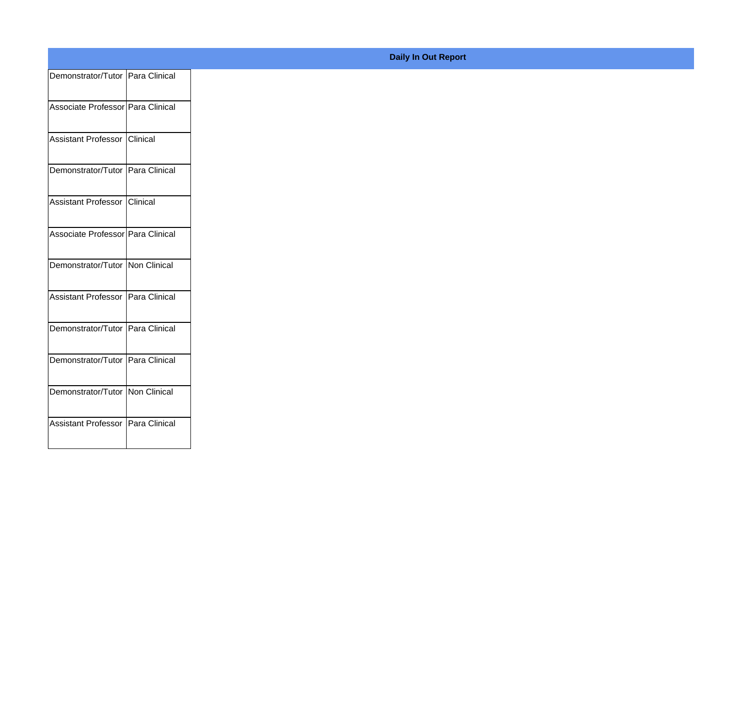**Daily In Out Report**

| | |
|---|---|
| Demonstrator/Tutor | Para Clinical |
| Associate Professor | Para Clinical |
| Assistant Professor | Clinical |
| Demonstrator/Tutor | Para Clinical |
| Assistant Professor | Clinical |
| Associate Professor | Para Clinical |
| Demonstrator/Tutor | Non Clinical |
| Assistant Professor | Para Clinical |
| Demonstrator/Tutor | Para Clinical |
| Demonstrator/Tutor | Para Clinical |
| Demonstrator/Tutor | Non Clinical |
| Assistant Professor | Para Clinical |